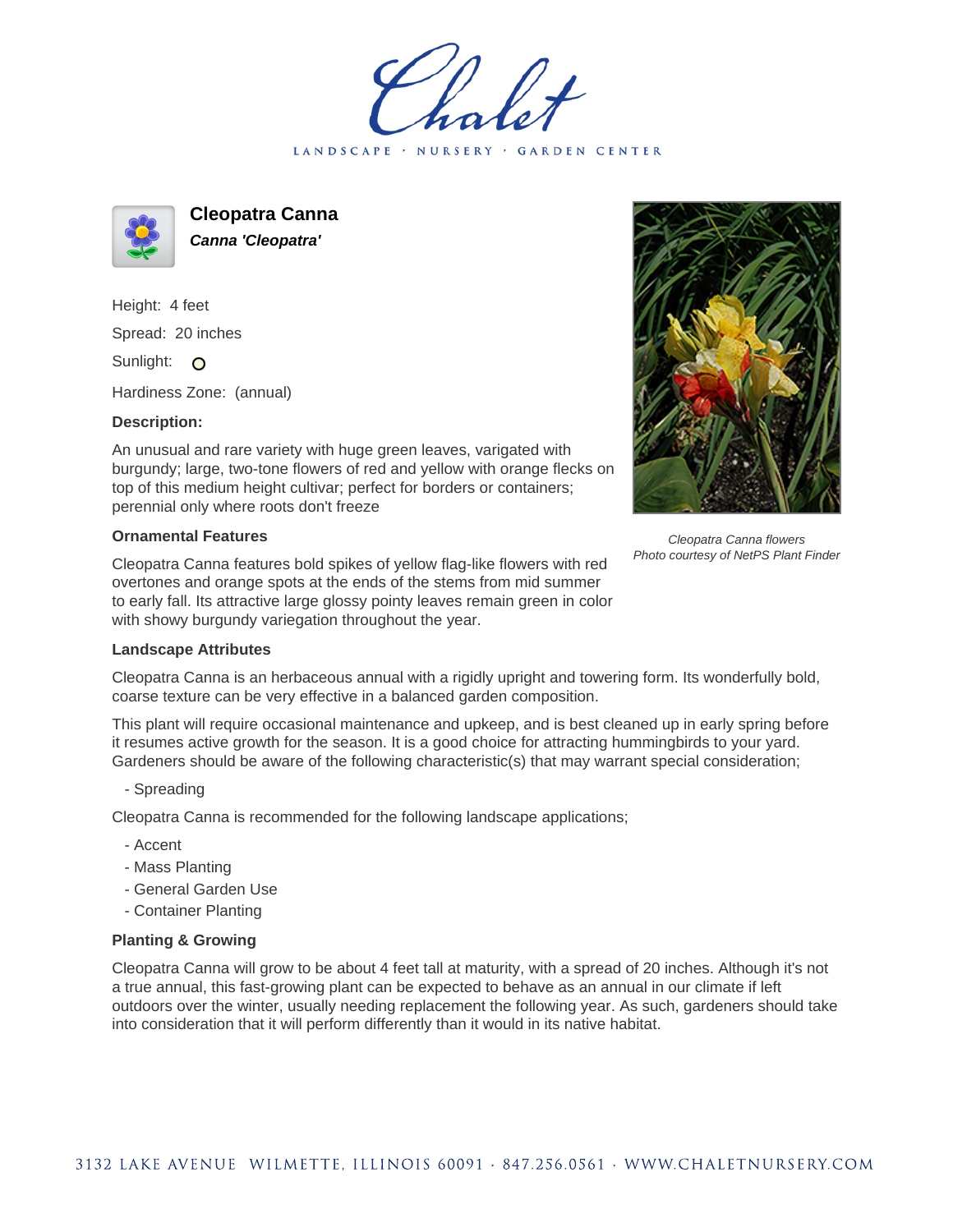# Cleopatra Canna

***Canna 'Cleopatra'***

Height: 4 feet

Spread: 20 inches

Sunlight: O

Hardiness Zone: (annual)

### Description:

An unusual and rare variety with huge green leaves, varigated with burgundy; large, two-tone flowers of red and yellow with orange flecks on top of this medium height cultivar; perfect for borders or containers; perennial only where roots don't freeze

*Cleopatra Canna flowers*
*Photo courtesy of NetPS Plant Finder*

### Ornamental Features

Cleopatra Canna features bold spikes of yellow flag-like flowers with red overtones and orange spots at the ends of the stems from mid summer to early fall. Its attractive large glossy pointy leaves remain green in color with showy burgundy variegation throughout the year.

### Landscape Attributes

Cleopatra Canna is an herbaceous annual with a rigidly upright and towering form. Its wonderfully bold, coarse texture can be very effective in a balanced garden composition.

This plant will require occasional maintenance and upkeep, and is best cleaned up in early spring before it resumes active growth for the season. It is a good choice for attracting hummingbirds to your yard. Gardeners should be aware of the following characteristic(s) that may warrant special consideration;

- Spreading

Cleopatra Canna is recommended for the following landscape applications;

- Accent
- Mass Planting
- General Garden Use
- Container Planting

### Planting & Growing

Cleopatra Canna will grow to be about 4 feet tall at maturity, with a spread of 20 inches. Although it's not a true annual, this fast-growing plant can be expected to behave as an annual in our climate if left outdoors over the winter, usually needing replacement the following year. As such, gardeners should take into consideration that it will perform differently than it would in its native habitat.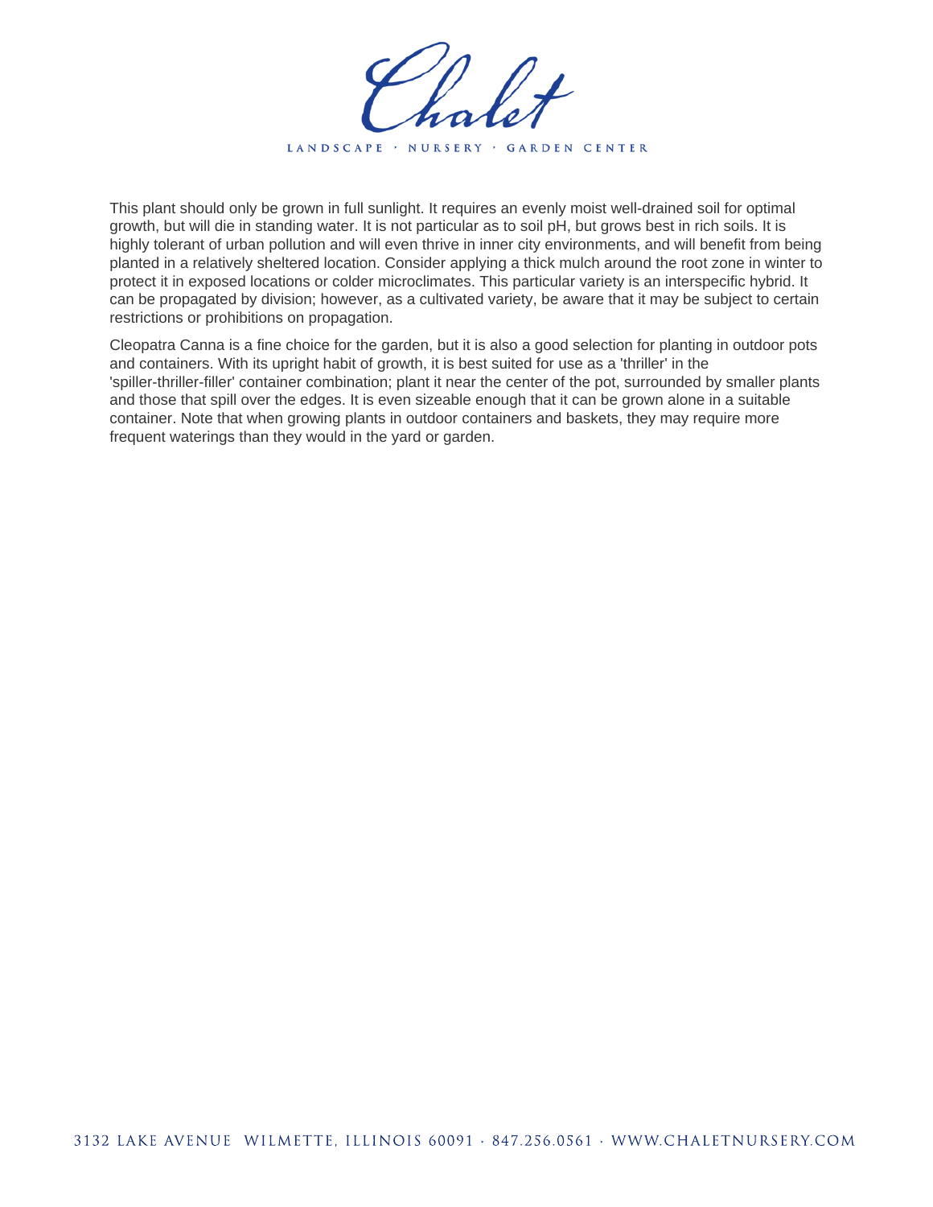This plant should only be grown in full sunlight. It requires an evenly moist well-drained soil for optimal growth, but will die in standing water. It is not particular as to soil pH, but grows best in rich soils. It is highly tolerant of urban pollution and will even thrive in inner city environments, and will benefit from being planted in a relatively sheltered location. Consider applying a thick mulch around the root zone in winter to protect it in exposed locations or colder microclimates. This particular variety is an interspecific hybrid. It can be propagated by division; however, as a cultivated variety, be aware that it may be subject to certain restrictions or prohibitions on propagation.

Cleopatra Canna is a fine choice for the garden, but it is also a good selection for planting in outdoor pots and containers. With its upright habit of growth, it is best suited for use as a 'thriller' in the 'spiller-thriller-filler' container combination; plant it near the center of the pot, surrounded by smaller plants and those that spill over the edges. It is even sizeable enough that it can be grown alone in a suitable container. Note that when growing plants in outdoor containers and baskets, they may require more frequent waterings than they would in the yard or garden.